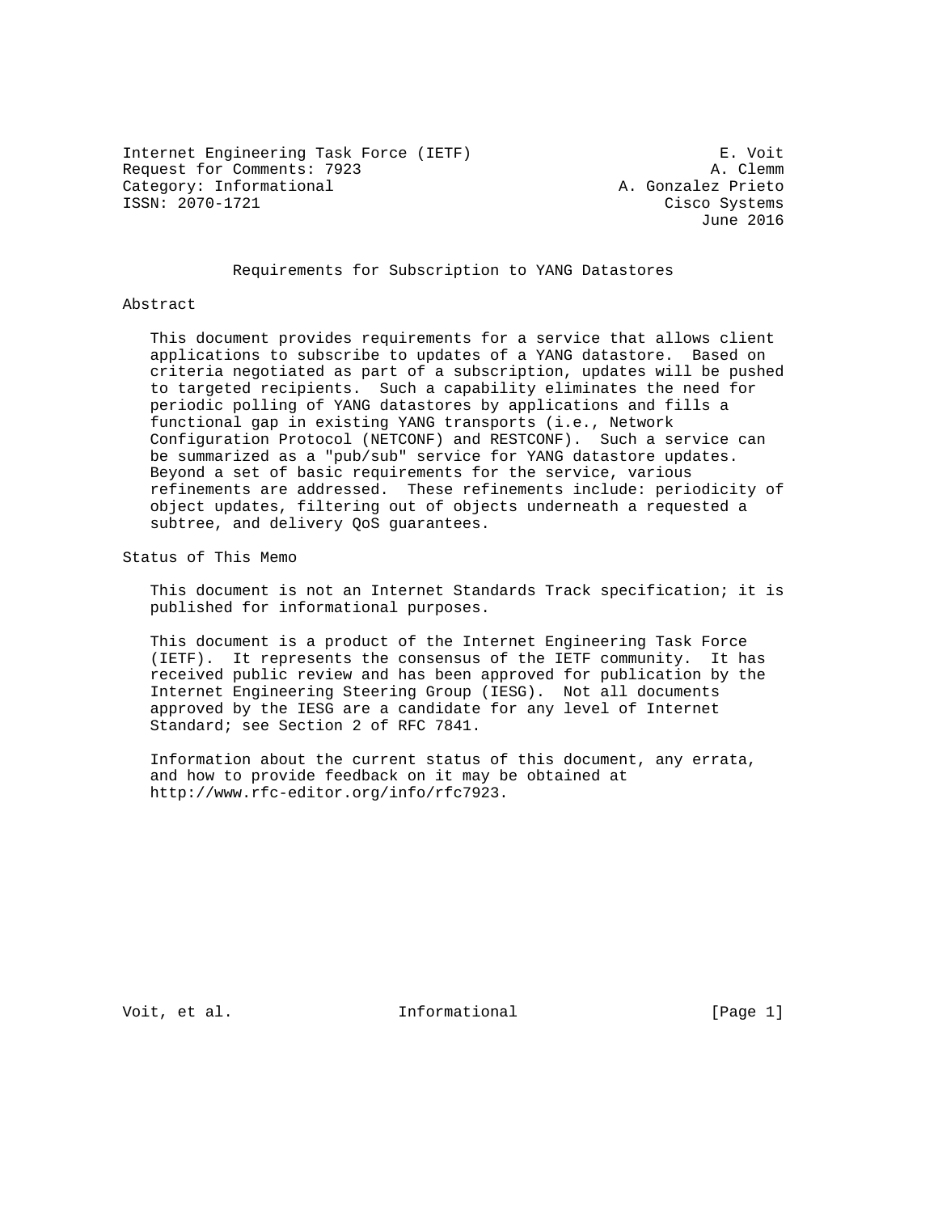Internet Engineering Task Force (IETF) E. Voit
Request for Comments: 7923 A. Clemm
Category: Informational A. Gonzalez Prieto
ISSN: 2070-1721 Cisco Systems
June 2016

# Requirements for Subscription to YANG Datastores

## Abstract

This document provides requirements for a service that allows client applications to subscribe to updates of a YANG datastore. Based on criteria negotiated as part of a subscription, updates will be pushed to targeted recipients. Such a capability eliminates the need for periodic polling of YANG datastores by applications and fills a functional gap in existing YANG transports (i.e., Network Configuration Protocol (NETCONF) and RESTCONF). Such a service can be summarized as a "pub/sub" service for YANG datastore updates. Beyond a set of basic requirements for the service, various refinements are addressed. These refinements include: periodicity of object updates, filtering out of objects underneath a requested a subtree, and delivery QoS guarantees.

## Status of This Memo

This document is not an Internet Standards Track specification; it is published for informational purposes.

This document is a product of the Internet Engineering Task Force (IETF). It represents the consensus of the IETF community. It has received public review and has been approved for publication by the Internet Engineering Steering Group (IESG). Not all documents approved by the IESG are a candidate for any level of Internet Standard; see Section 2 of RFC 7841.

Information about the current status of this document, any errata, and how to provide feedback on it may be obtained at http://www.rfc-editor.org/info/rfc7923.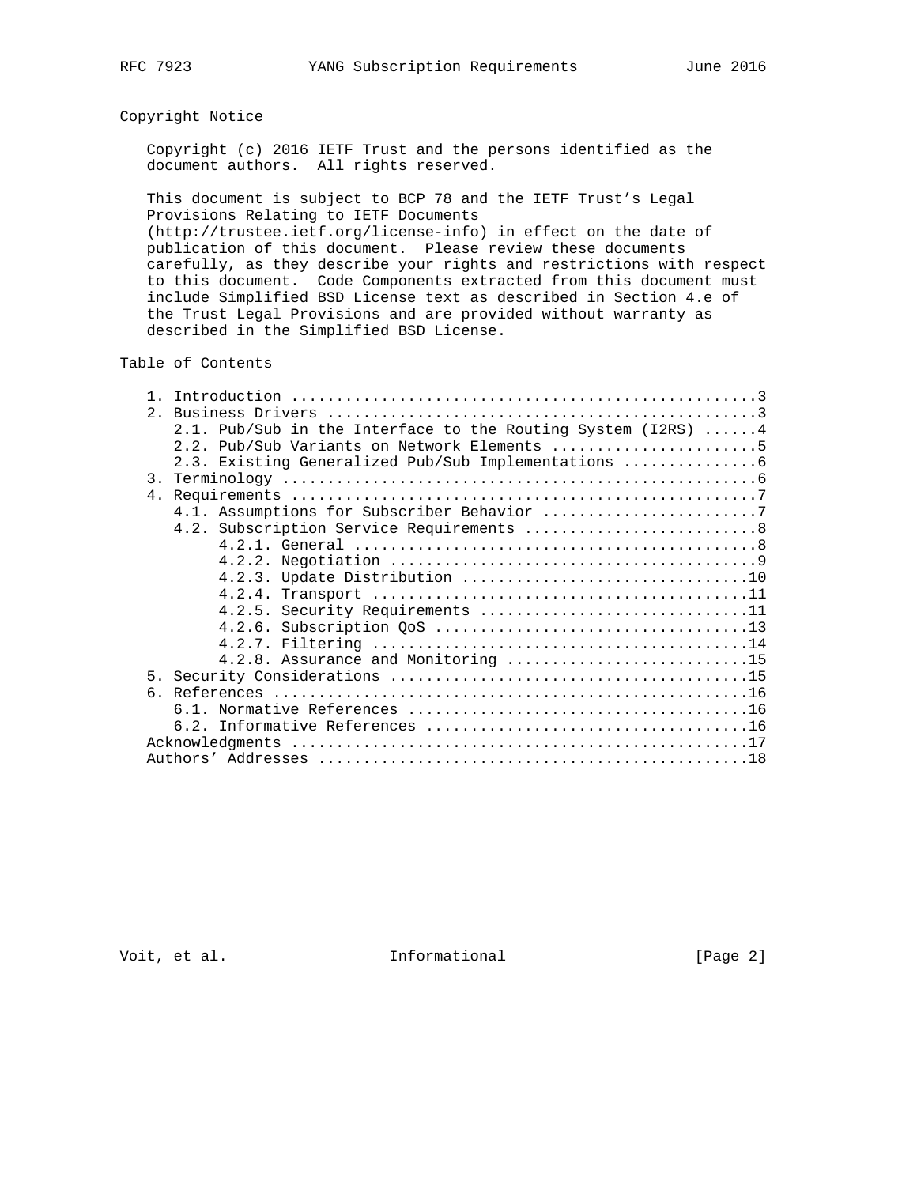## Copyright Notice

Copyright (c) 2016 IETF Trust and the persons identified as the document authors. All rights reserved.

This document is subject to BCP 78 and the IETF Trust's Legal Provisions Relating to IETF Documents (http://trustee.ietf.org/license-info) in effect on the date of publication of this document. Please review these documents carefully, as they describe your rights and restrictions with respect to this document. Code Components extracted from this document must include Simplified BSD License text as described in Section 4.e of the Trust Legal Provisions and are provided without warranty as described in the Simplified BSD License.

## Table of Contents

```
   1. Introduction ....................................................3
   2. Business Drivers ................................................3
      2.1. Pub/Sub in the Interface to the Routing System (I2RS) ......4
      2.2. Pub/Sub Variants on Network Elements .......................5
      2.3. Existing Generalized Pub/Sub Implementations ...............6
   3. Terminology .....................................................6
   4. Requirements ....................................................7
      4.1. Assumptions for Subscriber Behavior ........................7
      4.2. Subscription Service Requirements ..........................8
           4.2.1. General .............................................8
           4.2.2. Negotiation .........................................9
           4.2.3. Update Distribution ................................10
           4.2.4. Transport ..........................................11
           4.2.5. Security Requirements ..............................11
           4.2.6. Subscription QoS ...................................13
           4.2.7. Filtering ..........................................14
           4.2.8. Assurance and Monitoring ...........................15
   5. Security Considerations ........................................15
   6. References .....................................................16
      6.1. Normative References ......................................16
      6.2. Informative References ....................................16
   Acknowledgments ...................................................17
   Authors' Addresses ................................................18
```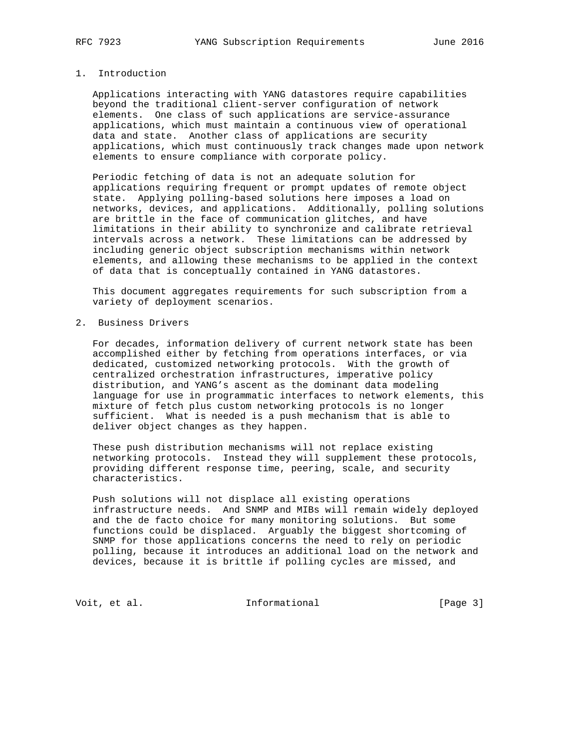## 1. Introduction

Applications interacting with YANG datastores require capabilities beyond the traditional client-server configuration of network elements. One class of such applications are service-assurance applications, which must maintain a continuous view of operational data and state. Another class of applications are security applications, which must continuously track changes made upon network elements to ensure compliance with corporate policy.

Periodic fetching of data is not an adequate solution for applications requiring frequent or prompt updates of remote object state. Applying polling-based solutions here imposes a load on networks, devices, and applications. Additionally, polling solutions are brittle in the face of communication glitches, and have limitations in their ability to synchronize and calibrate retrieval intervals across a network. These limitations can be addressed by including generic object subscription mechanisms within network elements, and allowing these mechanisms to be applied in the context of data that is conceptually contained in YANG datastores.

This document aggregates requirements for such subscription from a variety of deployment scenarios.

## 2. Business Drivers

For decades, information delivery of current network state has been accomplished either by fetching from operations interfaces, or via dedicated, customized networking protocols. With the growth of centralized orchestration infrastructures, imperative policy distribution, and YANG's ascent as the dominant data modeling language for use in programmatic interfaces to network elements, this mixture of fetch plus custom networking protocols is no longer sufficient. What is needed is a push mechanism that is able to deliver object changes as they happen.

These push distribution mechanisms will not replace existing networking protocols. Instead they will supplement these protocols, providing different response time, peering, scale, and security characteristics.

Push solutions will not displace all existing operations infrastructure needs. And SNMP and MIBs will remain widely deployed and the de facto choice for many monitoring solutions. But some functions could be displaced. Arguably the biggest shortcoming of SNMP for those applications concerns the need to rely on periodic polling, because it introduces an additional load on the network and devices, because it is brittle if polling cycles are missed, and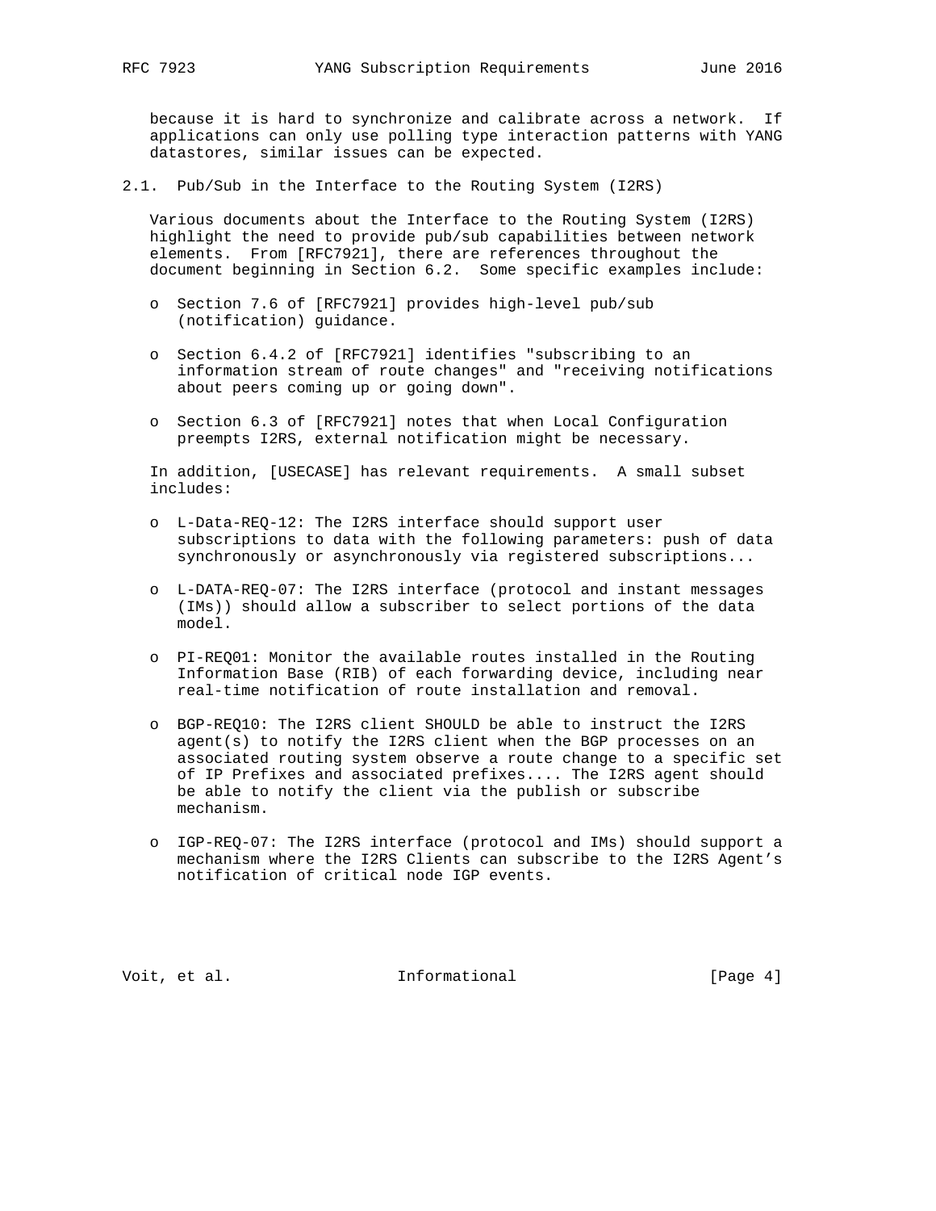because it is hard to synchronize and calibrate across a network. If applications can only use polling type interaction patterns with YANG datastores, similar issues can be expected.

## 2.1. Pub/Sub in the Interface to the Routing System (I2RS)

Various documents about the Interface to the Routing System (I2RS) highlight the need to provide pub/sub capabilities between network elements. From [RFC7921], there are references throughout the document beginning in Section 6.2. Some specific examples include:

- Section 7.6 of [RFC7921] provides high-level pub/sub (notification) guidance.
- Section 6.4.2 of [RFC7921] identifies "subscribing to an information stream of route changes" and "receiving notifications about peers coming up or going down".
- Section 6.3 of [RFC7921] notes that when Local Configuration preempts I2RS, external notification might be necessary.

In addition, [USECASE] has relevant requirements. A small subset includes:

- L-Data-REQ-12: The I2RS interface should support user subscriptions to data with the following parameters: push of data synchronously or asynchronously via registered subscriptions...
- L-DATA-REQ-07: The I2RS interface (protocol and instant messages (IMs)) should allow a subscriber to select portions of the data model.
- PI-REQ01: Monitor the available routes installed in the Routing Information Base (RIB) of each forwarding device, including near real-time notification of route installation and removal.
- BGP-REQ10: The I2RS client SHOULD be able to instruct the I2RS agent(s) to notify the I2RS client when the BGP processes on an associated routing system observe a route change to a specific set of IP Prefixes and associated prefixes.... The I2RS agent should be able to notify the client via the publish or subscribe mechanism.
- IGP-REQ-07: The I2RS interface (protocol and IMs) should support a mechanism where the I2RS Clients can subscribe to the I2RS Agent's notification of critical node IGP events.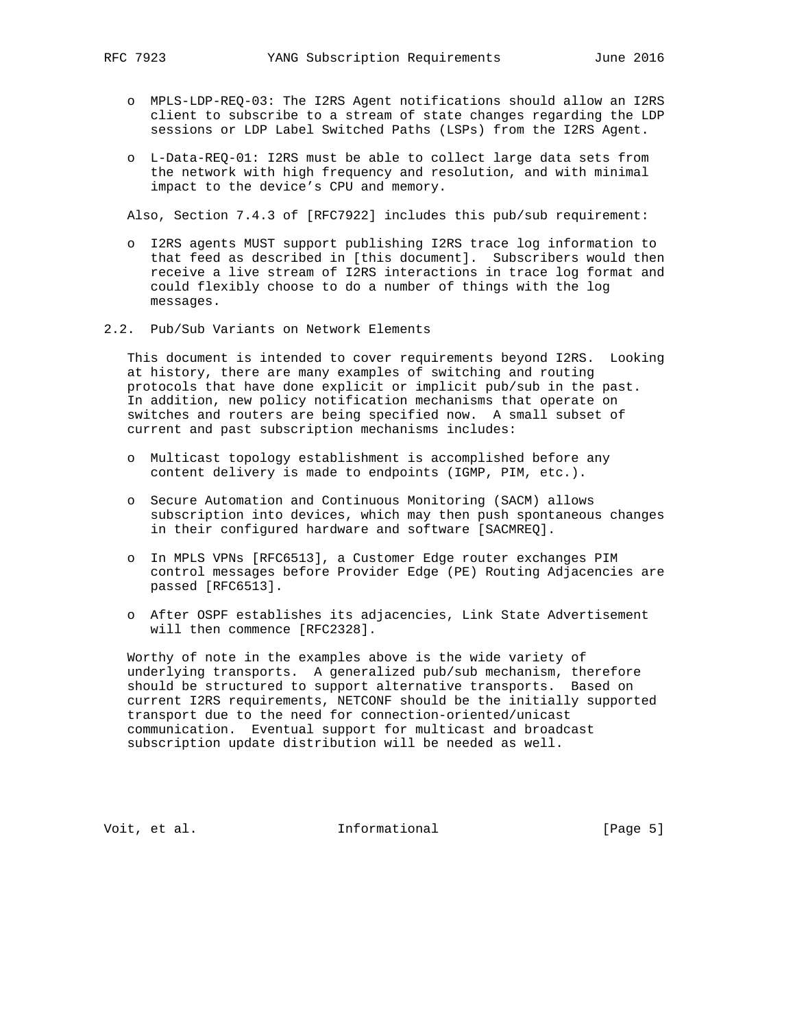- MPLS-LDP-REQ-03: The I2RS Agent notifications should allow an I2RS client to subscribe to a stream of state changes regarding the LDP sessions or LDP Label Switched Paths (LSPs) from the I2RS Agent.

- L-Data-REQ-01: I2RS must be able to collect large data sets from the network with high frequency and resolution, and with minimal impact to the device's CPU and memory.

Also, Section 7.4.3 of [RFC7922] includes this pub/sub requirement:

- I2RS agents MUST support publishing I2RS trace log information to that feed as described in [this document]. Subscribers would then receive a live stream of I2RS interactions in trace log format and could flexibly choose to do a number of things with the log messages.

## 2.2. Pub/Sub Variants on Network Elements

This document is intended to cover requirements beyond I2RS. Looking at history, there are many examples of switching and routing protocols that have done explicit or implicit pub/sub in the past. In addition, new policy notification mechanisms that operate on switches and routers are being specified now. A small subset of current and past subscription mechanisms includes:

- Multicast topology establishment is accomplished before any content delivery is made to endpoints (IGMP, PIM, etc.).

- Secure Automation and Continuous Monitoring (SACM) allows subscription into devices, which may then push spontaneous changes in their configured hardware and software [SACMREQ].

- In MPLS VPNs [RFC6513], a Customer Edge router exchanges PIM control messages before Provider Edge (PE) Routing Adjacencies are passed [RFC6513].

- After OSPF establishes its adjacencies, Link State Advertisement will then commence [RFC2328].

Worthy of note in the examples above is the wide variety of underlying transports. A generalized pub/sub mechanism, therefore should be structured to support alternative transports. Based on current I2RS requirements, NETCONF should be the initially supported transport due to the need for connection-oriented/unicast communication. Eventual support for multicast and broadcast subscription update distribution will be needed as well.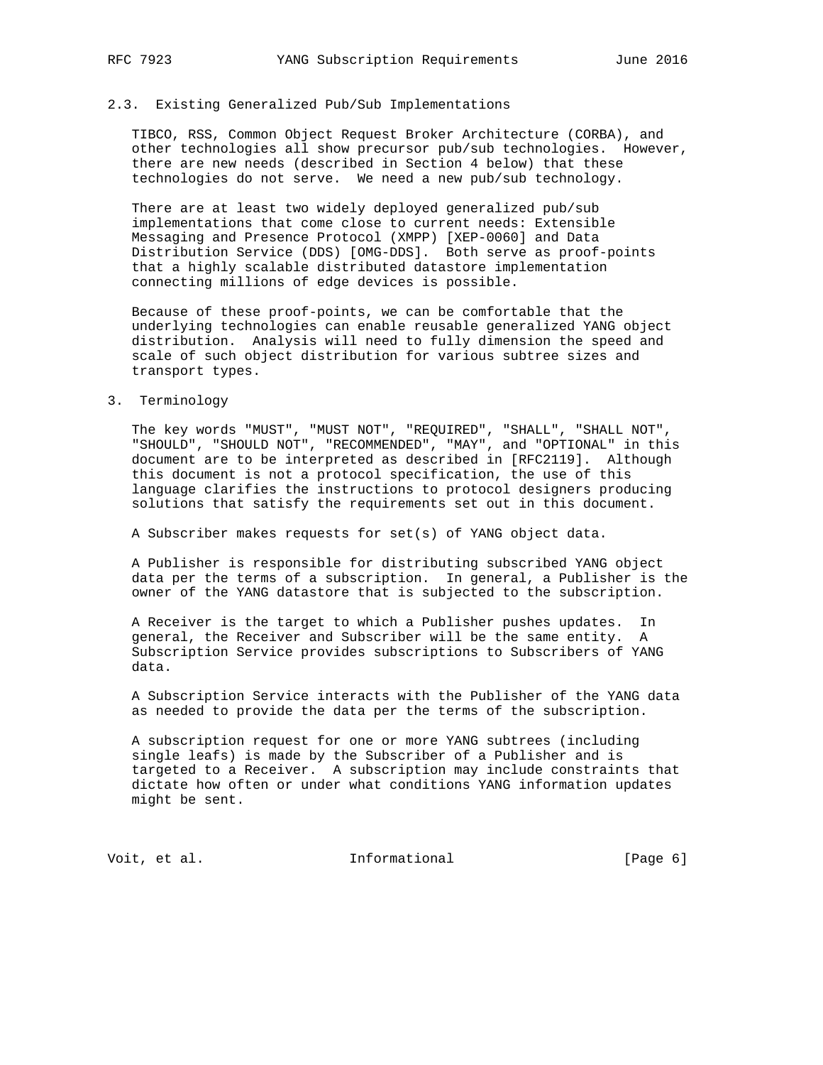### 2.3. Existing Generalized Pub/Sub Implementations

TIBCO, RSS, Common Object Request Broker Architecture (CORBA), and other technologies all show precursor pub/sub technologies. However, there are new needs (described in Section 4 below) that these technologies do not serve. We need a new pub/sub technology.

There are at least two widely deployed generalized pub/sub implementations that come close to current needs: Extensible Messaging and Presence Protocol (XMPP) [XEP-0060] and Data Distribution Service (DDS) [OMG-DDS]. Both serve as proof-points that a highly scalable distributed datastore implementation connecting millions of edge devices is possible.

Because of these proof-points, we can be comfortable that the underlying technologies can enable reusable generalized YANG object distribution. Analysis will need to fully dimension the speed and scale of such object distribution for various subtree sizes and transport types.

## 3. Terminology

The key words "MUST", "MUST NOT", "REQUIRED", "SHALL", "SHALL NOT", "SHOULD", "SHOULD NOT", "RECOMMENDED", "MAY", and "OPTIONAL" in this document are to be interpreted as described in [RFC2119]. Although this document is not a protocol specification, the use of this language clarifies the instructions to protocol designers producing solutions that satisfy the requirements set out in this document.

A Subscriber makes requests for set(s) of YANG object data.

A Publisher is responsible for distributing subscribed YANG object data per the terms of a subscription. In general, a Publisher is the owner of the YANG datastore that is subjected to the subscription.

A Receiver is the target to which a Publisher pushes updates. In general, the Receiver and Subscriber will be the same entity. A Subscription Service provides subscriptions to Subscribers of YANG data.

A Subscription Service interacts with the Publisher of the YANG data as needed to provide the data per the terms of the subscription.

A subscription request for one or more YANG subtrees (including single leafs) is made by the Subscriber of a Publisher and is targeted to a Receiver. A subscription may include constraints that dictate how often or under what conditions YANG information updates might be sent.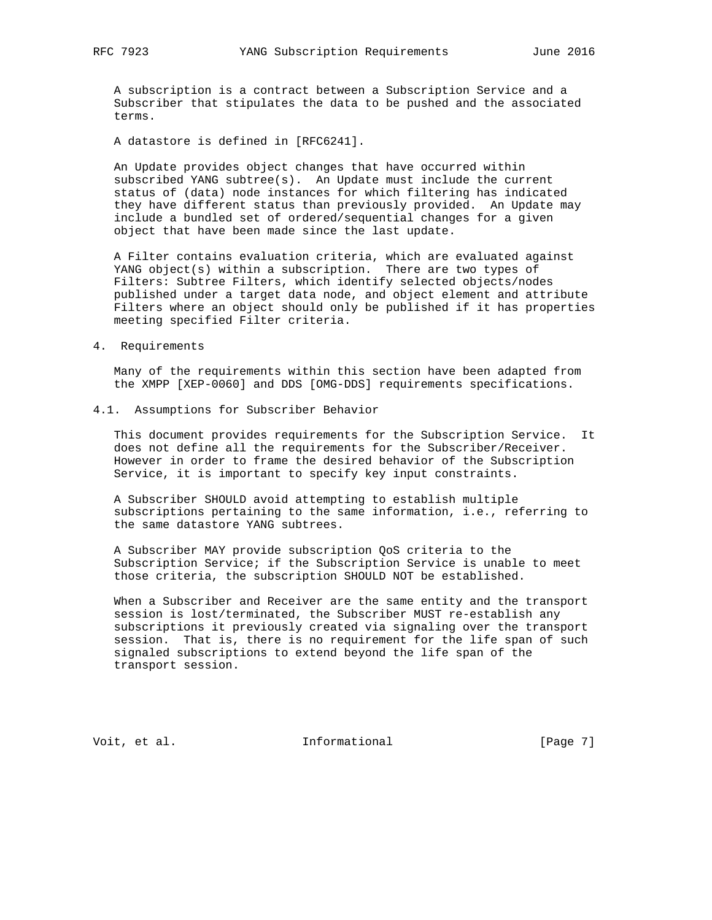A subscription is a contract between a Subscription Service and a Subscriber that stipulates the data to be pushed and the associated terms.

A datastore is defined in [RFC6241].

An Update provides object changes that have occurred within subscribed YANG subtree(s). An Update must include the current status of (data) node instances for which filtering has indicated they have different status than previously provided. An Update may include a bundled set of ordered/sequential changes for a given object that have been made since the last update.

A Filter contains evaluation criteria, which are evaluated against YANG object(s) within a subscription. There are two types of Filters: Subtree Filters, which identify selected objects/nodes published under a target data node, and object element and attribute Filters where an object should only be published if it has properties meeting specified Filter criteria.

## 4. Requirements

Many of the requirements within this section have been adapted from the XMPP [XEP-0060] and DDS [OMG-DDS] requirements specifications.

### 4.1. Assumptions for Subscriber Behavior

This document provides requirements for the Subscription Service. It does not define all the requirements for the Subscriber/Receiver. However in order to frame the desired behavior of the Subscription Service, it is important to specify key input constraints.

A Subscriber SHOULD avoid attempting to establish multiple subscriptions pertaining to the same information, i.e., referring to the same datastore YANG subtrees.

A Subscriber MAY provide subscription QoS criteria to the Subscription Service; if the Subscription Service is unable to meet those criteria, the subscription SHOULD NOT be established.

When a Subscriber and Receiver are the same entity and the transport session is lost/terminated, the Subscriber MUST re-establish any subscriptions it previously created via signaling over the transport session. That is, there is no requirement for the life span of such signaled subscriptions to extend beyond the life span of the transport session.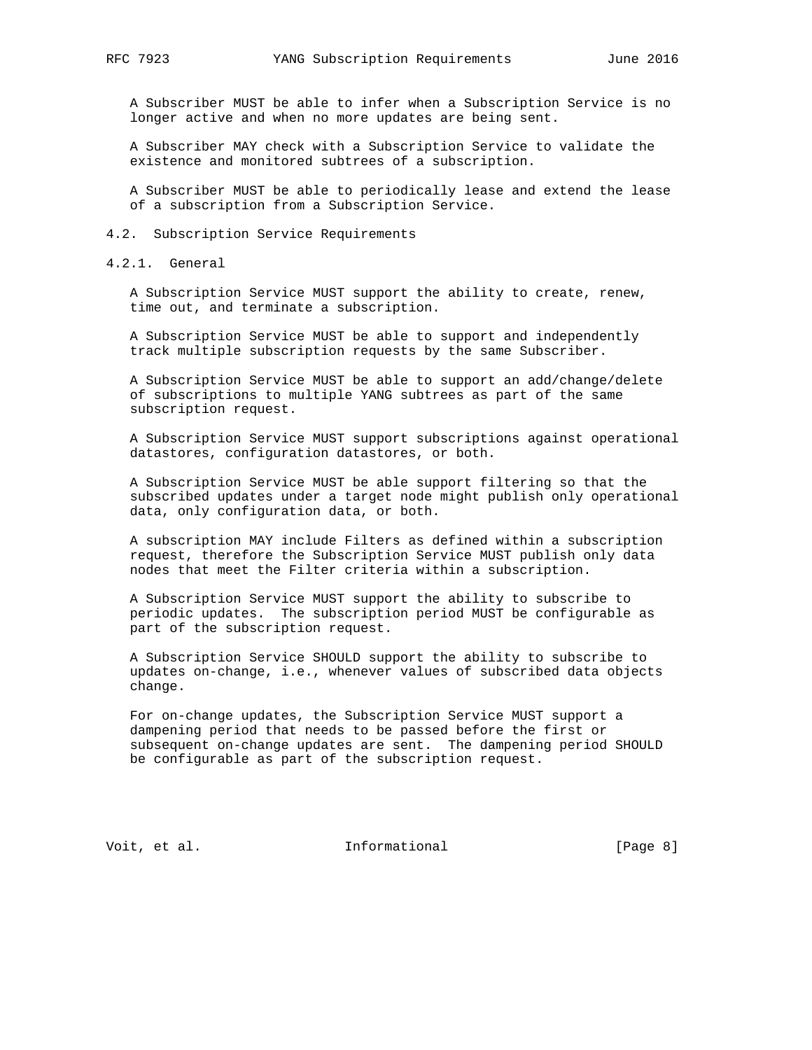A Subscriber MUST be able to infer when a Subscription Service is no longer active and when no more updates are being sent.

A Subscriber MAY check with a Subscription Service to validate the existence and monitored subtrees of a subscription.

A Subscriber MUST be able to periodically lease and extend the lease of a subscription from a Subscription Service.

## 4.2. Subscription Service Requirements

### 4.2.1. General

A Subscription Service MUST support the ability to create, renew, time out, and terminate a subscription.

A Subscription Service MUST be able to support and independently track multiple subscription requests by the same Subscriber.

A Subscription Service MUST be able to support an add/change/delete of subscriptions to multiple YANG subtrees as part of the same subscription request.

A Subscription Service MUST support subscriptions against operational datastores, configuration datastores, or both.

A Subscription Service MUST be able support filtering so that the subscribed updates under a target node might publish only operational data, only configuration data, or both.

A subscription MAY include Filters as defined within a subscription request, therefore the Subscription Service MUST publish only data nodes that meet the Filter criteria within a subscription.

A Subscription Service MUST support the ability to subscribe to periodic updates. The subscription period MUST be configurable as part of the subscription request.

A Subscription Service SHOULD support the ability to subscribe to updates on-change, i.e., whenever values of subscribed data objects change.

For on-change updates, the Subscription Service MUST support a dampening period that needs to be passed before the first or subsequent on-change updates are sent. The dampening period SHOULD be configurable as part of the subscription request.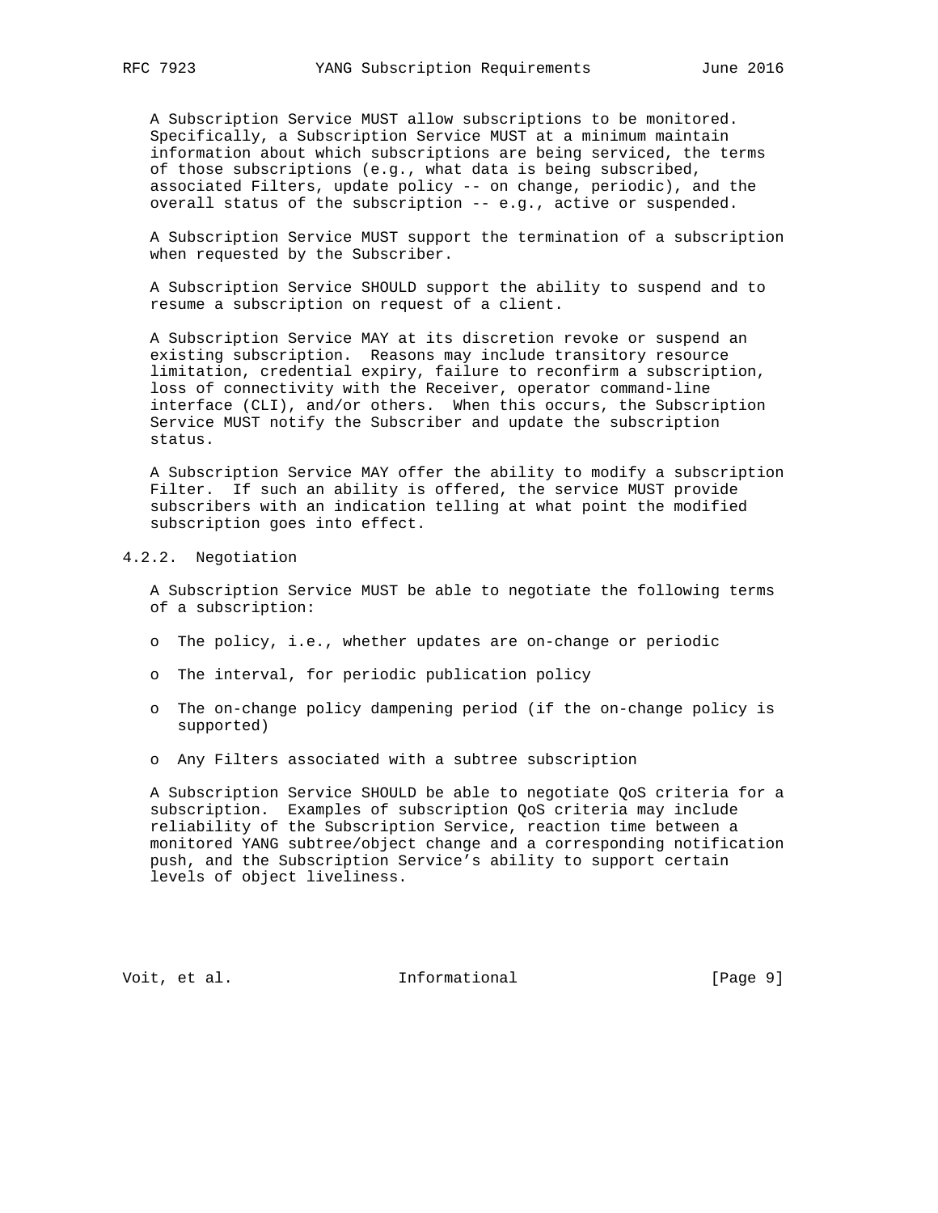A Subscription Service MUST allow subscriptions to be monitored. Specifically, a Subscription Service MUST at a minimum maintain information about which subscriptions are being serviced, the terms of those subscriptions (e.g., what data is being subscribed, associated Filters, update policy -- on change, periodic), and the overall status of the subscription -- e.g., active or suspended.

A Subscription Service MUST support the termination of a subscription when requested by the Subscriber.

A Subscription Service SHOULD support the ability to suspend and to resume a subscription on request of a client.

A Subscription Service MAY at its discretion revoke or suspend an existing subscription. Reasons may include transitory resource limitation, credential expiry, failure to reconfirm a subscription, loss of connectivity with the Receiver, operator command-line interface (CLI), and/or others. When this occurs, the Subscription Service MUST notify the Subscriber and update the subscription status.

A Subscription Service MAY offer the ability to modify a subscription Filter. If such an ability is offered, the service MUST provide subscribers with an indication telling at what point the modified subscription goes into effect.

### 4.2.2. Negotiation

A Subscription Service MUST be able to negotiate the following terms of a subscription:

- The policy, i.e., whether updates are on-change or periodic
- The interval, for periodic publication policy
- The on-change policy dampening period (if the on-change policy is supported)
- Any Filters associated with a subtree subscription

A Subscription Service SHOULD be able to negotiate QoS criteria for a subscription. Examples of subscription QoS criteria may include reliability of the Subscription Service, reaction time between a monitored YANG subtree/object change and a corresponding notification push, and the Subscription Service's ability to support certain levels of object liveliness.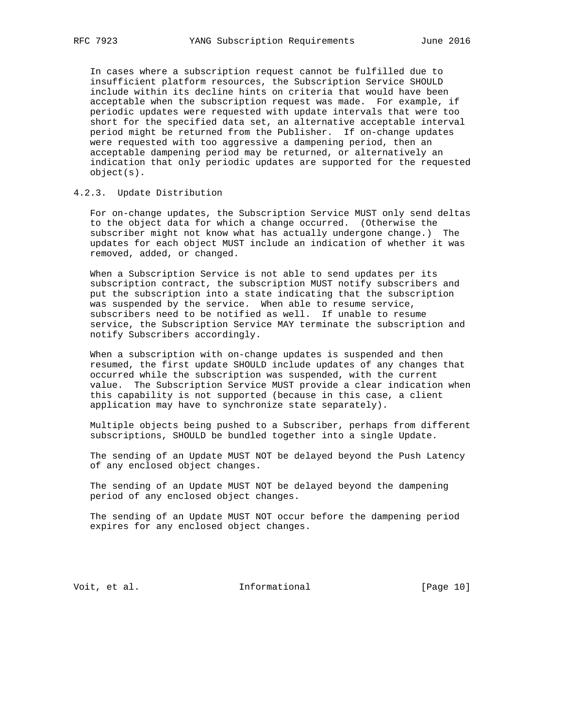In cases where a subscription request cannot be fulfilled due to insufficient platform resources, the Subscription Service SHOULD include within its decline hints on criteria that would have been acceptable when the subscription request was made. For example, if periodic updates were requested with update intervals that were too short for the specified data set, an alternative acceptable interval period might be returned from the Publisher. If on-change updates were requested with too aggressive a dampening period, then an acceptable dampening period may be returned, or alternatively an indication that only periodic updates are supported for the requested object(s).

#### 4.2.3. Update Distribution

For on-change updates, the Subscription Service MUST only send deltas to the object data for which a change occurred. (Otherwise the subscriber might not know what has actually undergone change.) The updates for each object MUST include an indication of whether it was removed, added, or changed.

When a Subscription Service is not able to send updates per its subscription contract, the subscription MUST notify subscribers and put the subscription into a state indicating that the subscription was suspended by the service. When able to resume service, subscribers need to be notified as well. If unable to resume service, the Subscription Service MAY terminate the subscription and notify Subscribers accordingly.

When a subscription with on-change updates is suspended and then resumed, the first update SHOULD include updates of any changes that occurred while the subscription was suspended, with the current value. The Subscription Service MUST provide a clear indication when this capability is not supported (because in this case, a client application may have to synchronize state separately).

Multiple objects being pushed to a Subscriber, perhaps from different subscriptions, SHOULD be bundled together into a single Update.

The sending of an Update MUST NOT be delayed beyond the Push Latency of any enclosed object changes.

The sending of an Update MUST NOT be delayed beyond the dampening period of any enclosed object changes.

The sending of an Update MUST NOT occur before the dampening period expires for any enclosed object changes.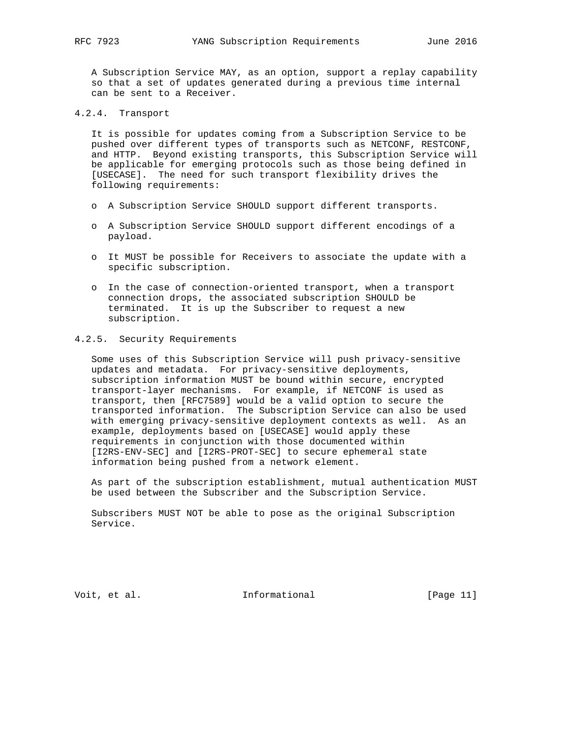A Subscription Service MAY, as an option, support a replay capability so that a set of updates generated during a previous time internal can be sent to a Receiver.

### 4.2.4. Transport

It is possible for updates coming from a Subscription Service to be pushed over different types of transports such as NETCONF, RESTCONF, and HTTP. Beyond existing transports, this Subscription Service will be applicable for emerging protocols such as those being defined in [USECASE]. The need for such transport flexibility drives the following requirements:

- A Subscription Service SHOULD support different transports.
- A Subscription Service SHOULD support different encodings of a payload.
- It MUST be possible for Receivers to associate the update with a specific subscription.
- In the case of connection-oriented transport, when a transport connection drops, the associated subscription SHOULD be terminated. It is up the Subscriber to request a new subscription.

### 4.2.5. Security Requirements

Some uses of this Subscription Service will push privacy-sensitive updates and metadata. For privacy-sensitive deployments, subscription information MUST be bound within secure, encrypted transport-layer mechanisms. For example, if NETCONF is used as transport, then [RFC7589] would be a valid option to secure the transported information. The Subscription Service can also be used with emerging privacy-sensitive deployment contexts as well. As an example, deployments based on [USECASE] would apply these requirements in conjunction with those documented within [I2RS-ENV-SEC] and [I2RS-PROT-SEC] to secure ephemeral state information being pushed from a network element.

As part of the subscription establishment, mutual authentication MUST be used between the Subscriber and the Subscription Service.

Subscribers MUST NOT be able to pose as the original Subscription Service.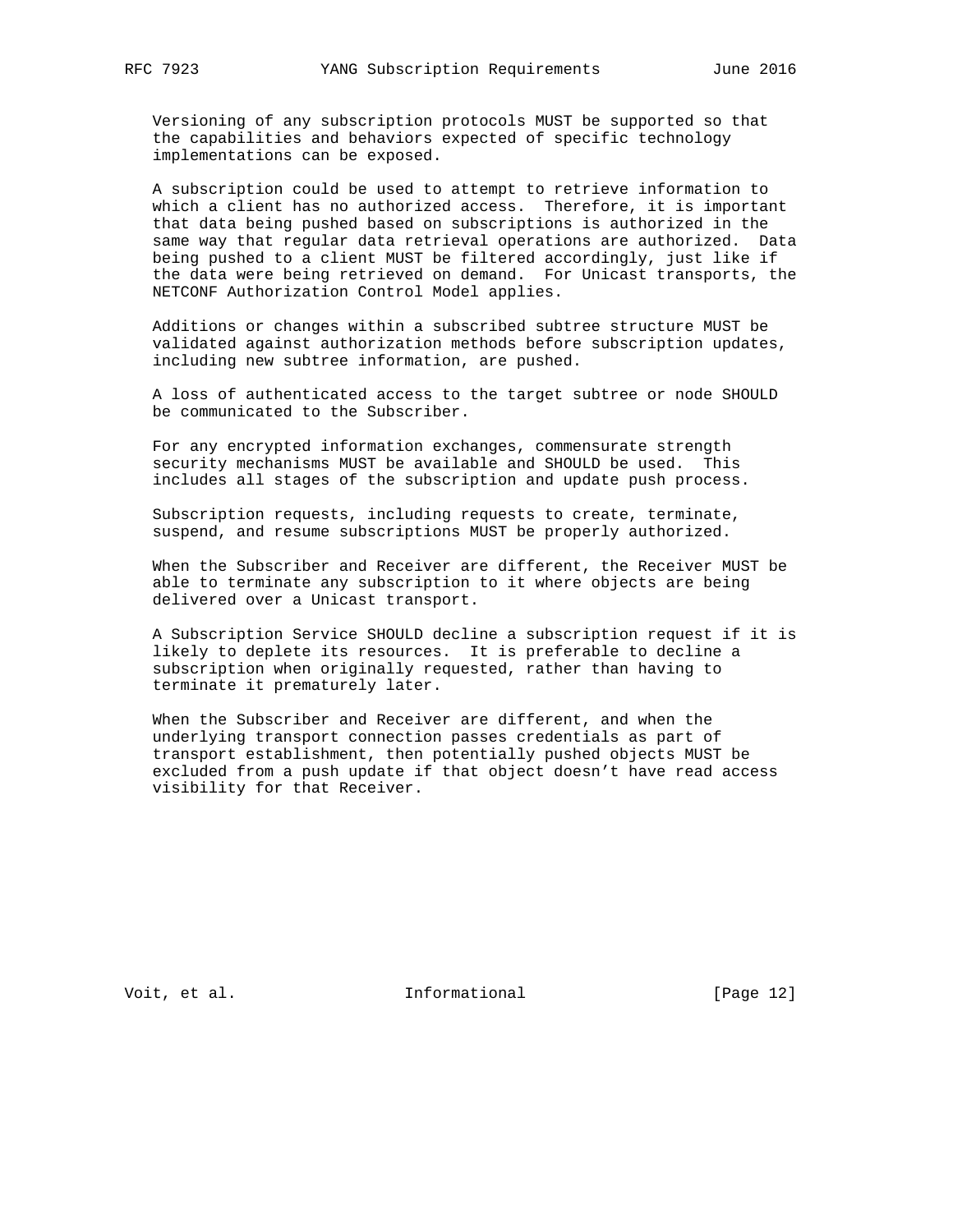Versioning of any subscription protocols MUST be supported so that the capabilities and behaviors expected of specific technology implementations can be exposed.

A subscription could be used to attempt to retrieve information to which a client has no authorized access. Therefore, it is important that data being pushed based on subscriptions is authorized in the same way that regular data retrieval operations are authorized. Data being pushed to a client MUST be filtered accordingly, just like if the data were being retrieved on demand. For Unicast transports, the NETCONF Authorization Control Model applies.

Additions or changes within a subscribed subtree structure MUST be validated against authorization methods before subscription updates, including new subtree information, are pushed.

A loss of authenticated access to the target subtree or node SHOULD be communicated to the Subscriber.

For any encrypted information exchanges, commensurate strength security mechanisms MUST be available and SHOULD be used. This includes all stages of the subscription and update push process.

Subscription requests, including requests to create, terminate, suspend, and resume subscriptions MUST be properly authorized.

When the Subscriber and Receiver are different, the Receiver MUST be able to terminate any subscription to it where objects are being delivered over a Unicast transport.

A Subscription Service SHOULD decline a subscription request if it is likely to deplete its resources. It is preferable to decline a subscription when originally requested, rather than having to terminate it prematurely later.

When the Subscriber and Receiver are different, and when the underlying transport connection passes credentials as part of transport establishment, then potentially pushed objects MUST be excluded from a push update if that object doesn't have read access visibility for that Receiver.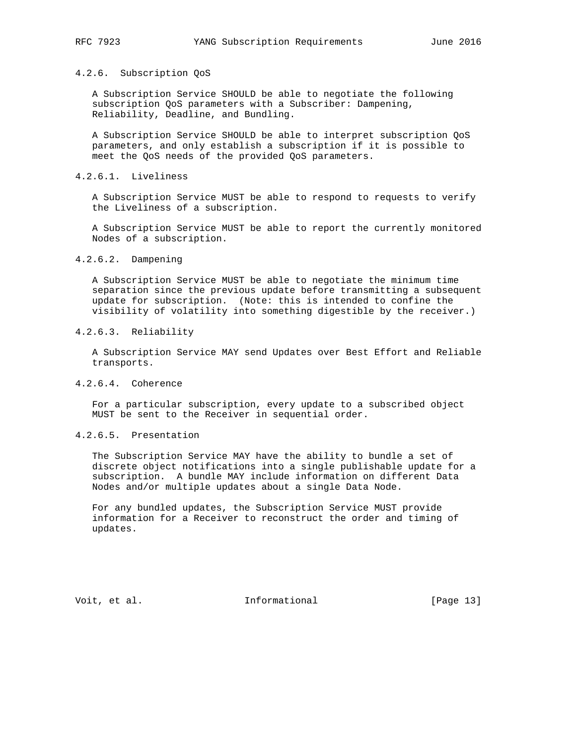#### 4.2.6. Subscription QoS

A Subscription Service SHOULD be able to negotiate the following subscription QoS parameters with a Subscriber: Dampening, Reliability, Deadline, and Bundling.

A Subscription Service SHOULD be able to interpret subscription QoS parameters, and only establish a subscription if it is possible to meet the QoS needs of the provided QoS parameters.

##### 4.2.6.1. Liveliness

A Subscription Service MUST be able to respond to requests to verify the Liveliness of a subscription.

A Subscription Service MUST be able to report the currently monitored Nodes of a subscription.

##### 4.2.6.2. Dampening

A Subscription Service MUST be able to negotiate the minimum time separation since the previous update before transmitting a subsequent update for subscription. (Note: this is intended to confine the visibility of volatility into something digestible by the receiver.)

##### 4.2.6.3. Reliability

A Subscription Service MAY send Updates over Best Effort and Reliable transports.

##### 4.2.6.4. Coherence

For a particular subscription, every update to a subscribed object MUST be sent to the Receiver in sequential order.

##### 4.2.6.5. Presentation

The Subscription Service MAY have the ability to bundle a set of discrete object notifications into a single publishable update for a subscription. A bundle MAY include information on different Data Nodes and/or multiple updates about a single Data Node.

For any bundled updates, the Subscription Service MUST provide information for a Receiver to reconstruct the order and timing of updates.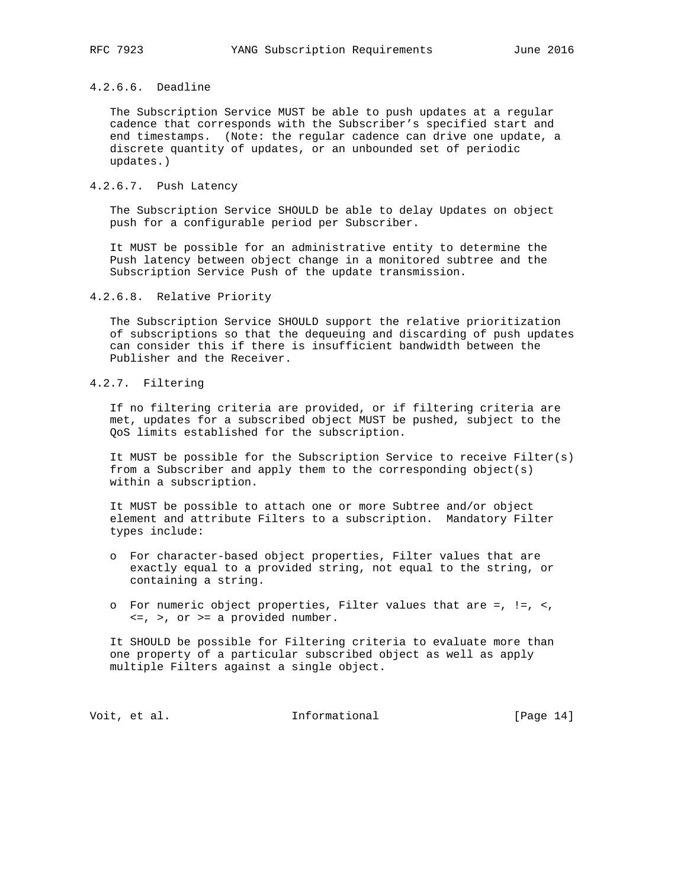#### 4.2.6.6. Deadline

The Subscription Service MUST be able to push updates at a regular cadence that corresponds with the Subscriber's specified start and end timestamps. (Note: the regular cadence can drive one update, a discrete quantity of updates, or an unbounded set of periodic updates.)

#### 4.2.6.7. Push Latency

The Subscription Service SHOULD be able to delay Updates on object push for a configurable period per Subscriber.

It MUST be possible for an administrative entity to determine the Push latency between object change in a monitored subtree and the Subscription Service Push of the update transmission.

#### 4.2.6.8. Relative Priority

The Subscription Service SHOULD support the relative prioritization of subscriptions so that the dequeuing and discarding of push updates can consider this if there is insufficient bandwidth between the Publisher and the Receiver.

### 4.2.7. Filtering

If no filtering criteria are provided, or if filtering criteria are met, updates for a subscribed object MUST be pushed, subject to the QoS limits established for the subscription.

It MUST be possible for the Subscription Service to receive Filter(s) from a Subscriber and apply them to the corresponding object(s) within a subscription.

It MUST be possible to attach one or more Subtree and/or object element and attribute Filters to a subscription. Mandatory Filter types include:

- For character-based object properties, Filter values that are exactly equal to a provided string, not equal to the string, or containing a string.
- For numeric object properties, Filter values that are =, !=, <, <=, >, or >= a provided number.

It SHOULD be possible for Filtering criteria to evaluate more than one property of a particular subscribed object as well as apply multiple Filters against a single object.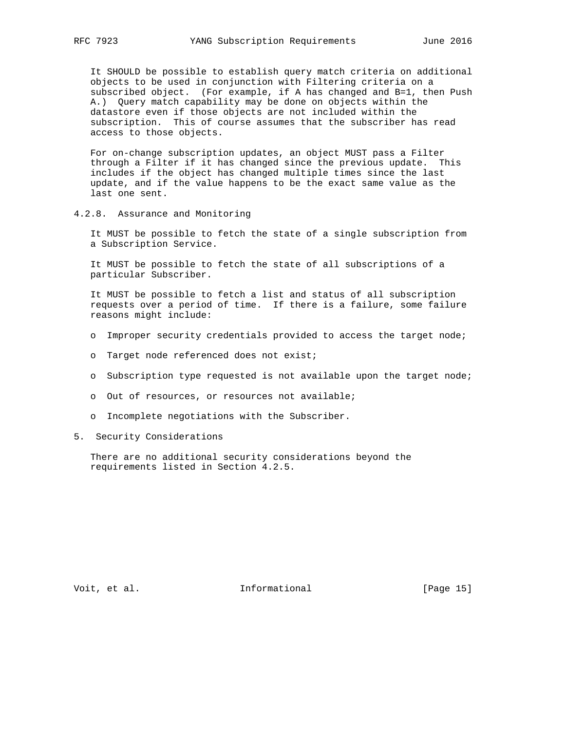It SHOULD be possible to establish query match criteria on additional objects to be used in conjunction with Filtering criteria on a subscribed object. (For example, if A has changed and B=1, then Push A.) Query match capability may be done on objects within the datastore even if those objects are not included within the subscription. This of course assumes that the subscriber has read access to those objects.

For on-change subscription updates, an object MUST pass a Filter through a Filter if it has changed since the previous update. This includes if the object has changed multiple times since the last update, and if the value happens to be the exact same value as the last one sent.

#### 4.2.8. Assurance and Monitoring

It MUST be possible to fetch the state of a single subscription from a Subscription Service.

It MUST be possible to fetch the state of all subscriptions of a particular Subscriber.

It MUST be possible to fetch a list and status of all subscription requests over a period of time. If there is a failure, some failure reasons might include:

- Improper security credentials provided to access the target node;
- Target node referenced does not exist;
- Subscription type requested is not available upon the target node;
- Out of resources, or resources not available;
- Incomplete negotiations with the Subscriber.

## 5. Security Considerations

There are no additional security considerations beyond the requirements listed in Section 4.2.5.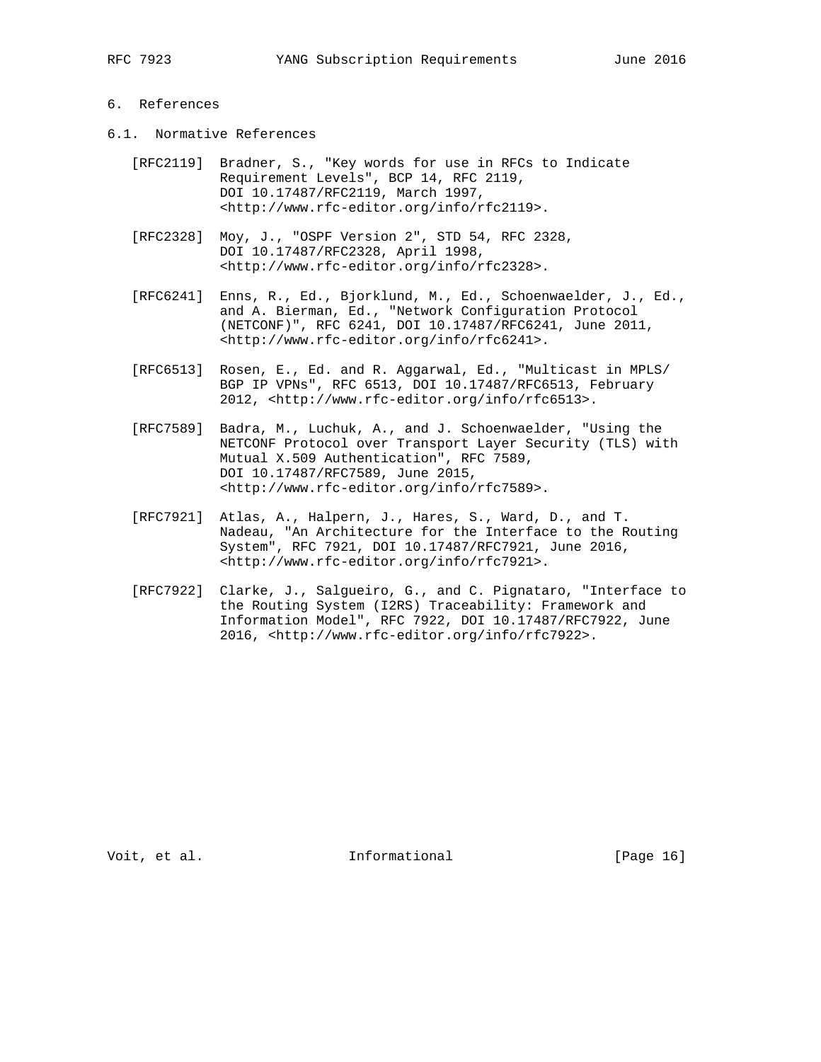# 6. References

## 6.1. Normative References

[RFC2119] Bradner, S., "Key words for use in RFCs to Indicate Requirement Levels", BCP 14, RFC 2119, DOI 10.17487/RFC2119, March 1997, <http://www.rfc-editor.org/info/rfc2119>.

[RFC2328] Moy, J., "OSPF Version 2", STD 54, RFC 2328, DOI 10.17487/RFC2328, April 1998, <http://www.rfc-editor.org/info/rfc2328>.

[RFC6241] Enns, R., Ed., Bjorklund, M., Ed., Schoenwaelder, J., Ed., and A. Bierman, Ed., "Network Configuration Protocol (NETCONF)", RFC 6241, DOI 10.17487/RFC6241, June 2011, <http://www.rfc-editor.org/info/rfc6241>.

[RFC6513] Rosen, E., Ed. and R. Aggarwal, Ed., "Multicast in MPLS/ BGP IP VPNs", RFC 6513, DOI 10.17487/RFC6513, February 2012, <http://www.rfc-editor.org/info/rfc6513>.

[RFC7589] Badra, M., Luchuk, A., and J. Schoenwaelder, "Using the NETCONF Protocol over Transport Layer Security (TLS) with Mutual X.509 Authentication", RFC 7589, DOI 10.17487/RFC7589, June 2015, <http://www.rfc-editor.org/info/rfc7589>.

[RFC7921] Atlas, A., Halpern, J., Hares, S., Ward, D., and T. Nadeau, "An Architecture for the Interface to the Routing System", RFC 7921, DOI 10.17487/RFC7921, June 2016, <http://www.rfc-editor.org/info/rfc7921>.

[RFC7922] Clarke, J., Salgueiro, G., and C. Pignataro, "Interface to the Routing System (I2RS) Traceability: Framework and Information Model", RFC 7922, DOI 10.17487/RFC7922, June 2016, <http://www.rfc-editor.org/info/rfc7922>.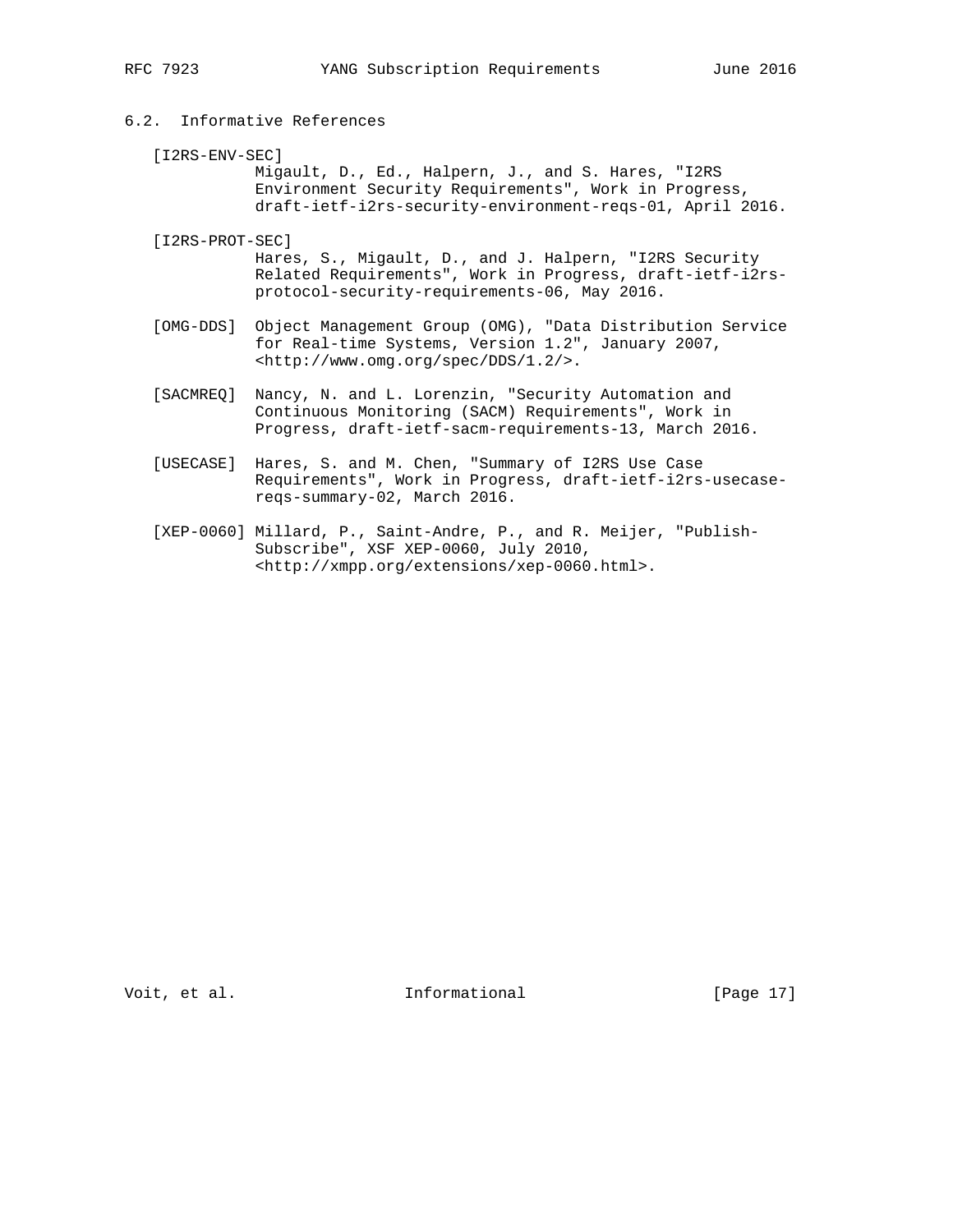### 6.2. Informative References

[I2RS-ENV-SEC]
Migault, D., Ed., Halpern, J., and S. Hares, "I2RS Environment Security Requirements", Work in Progress, draft-ietf-i2rs-security-environment-reqs-01, April 2016.

[I2RS-PROT-SEC]
Hares, S., Migault, D., and J. Halpern, "I2RS Security Related Requirements", Work in Progress, draft-ietf-i2rs-protocol-security-requirements-06, May 2016.

[OMG-DDS] Object Management Group (OMG), "Data Distribution Service for Real-time Systems, Version 1.2", January 2007, <http://www.omg.org/spec/DDS/1.2/>.

[SACMREQ] Nancy, N. and L. Lorenzin, "Security Automation and Continuous Monitoring (SACM) Requirements", Work in Progress, draft-ietf-sacm-requirements-13, March 2016.

[USECASE] Hares, S. and M. Chen, "Summary of I2RS Use Case Requirements", Work in Progress, draft-ietf-i2rs-usecase-reqs-summary-02, March 2016.

[XEP-0060] Millard, P., Saint-Andre, P., and R. Meijer, "Publish-Subscribe", XSF XEP-0060, July 2010, <http://xmpp.org/extensions/xep-0060.html>.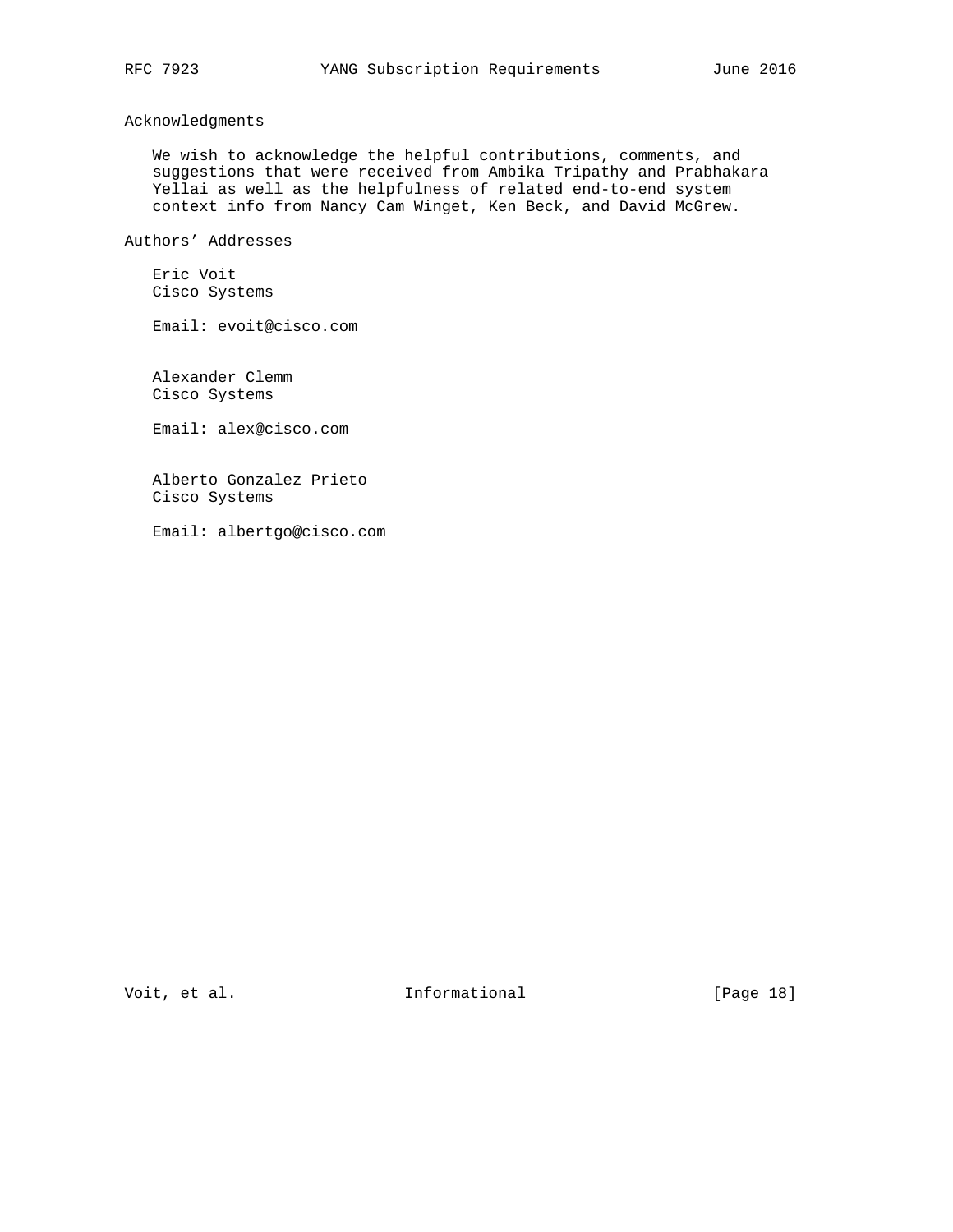## Acknowledgments

We wish to acknowledge the helpful contributions, comments, and suggestions that were received from Ambika Tripathy and Prabhakara Yellai as well as the helpfulness of related end-to-end system context info from Nancy Cam Winget, Ken Beck, and David McGrew.

## Authors' Addresses

Eric Voit
Cisco Systems

Email: evoit@cisco.com

Alexander Clemm
Cisco Systems

Email: alex@cisco.com

Alberto Gonzalez Prieto
Cisco Systems

Email: albertgo@cisco.com